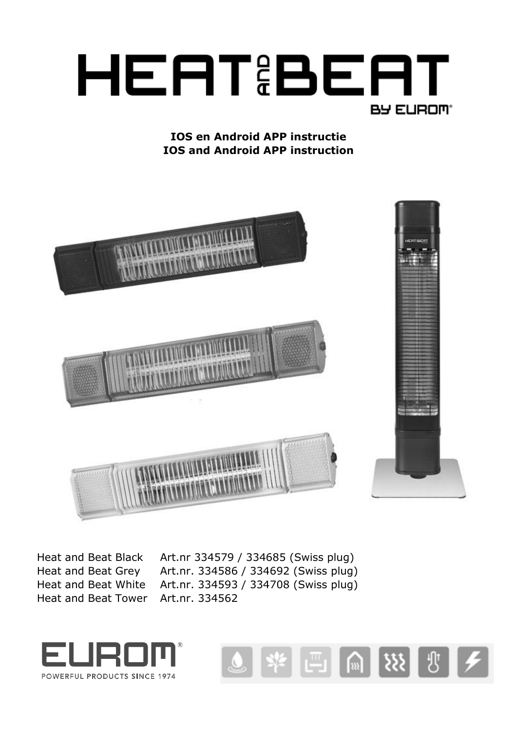# HEAT AND BEAT

BY EUROM®

**IOS en Android APP instructie**
**IOS and Android APP instruction**

| | |
|---|---|
| Heat and Beat Black | Art.nr 334579 / 334685 (Swiss plug) |
| Heat and Beat Grey | Art.nr. 334586 / 334692 (Swiss plug) |
| Heat and Beat White | Art.nr. 334593 / 334708 (Swiss plug) |
| Heat and Beat Tower | Art.nr. 334562 |

EUROM®
POWERFUL PRODUCTS SINCE 1974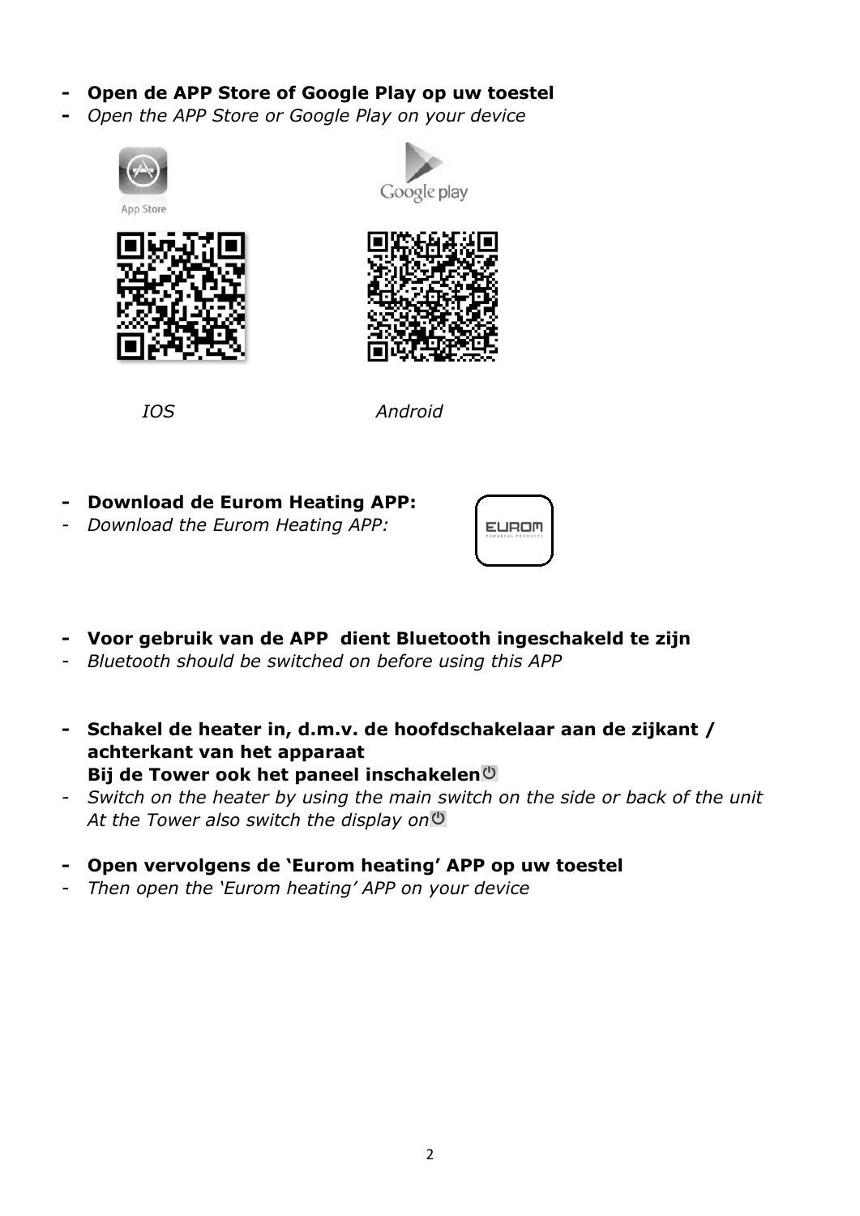- **Open de APP Store of Google Play op uw toestel**
- *Open the APP Store or Google Play on your device*

App Store Google play

*IOS* *Android*

- **Download de Eurom Heating APP:**
- *Download the Eurom Heating APP:*

- **Voor gebruik van de APP dient Bluetooth ingeschakeld te zijn**
- *Bluetooth should be switched on before using this APP*

- **Schakel de heater in, d.m.v. de hoofdschakelaar aan de zijkant / achterkant van het apparaat**
  **Bij de Tower ook het paneel inschakelen**
- *Switch on the heater by using the main switch on the side or back of the unit*
  *At the Tower also switch the display on*

- **Open vervolgens de 'Eurom heating' APP op uw toestel**
- *Then open the 'Eurom heating' APP on your device*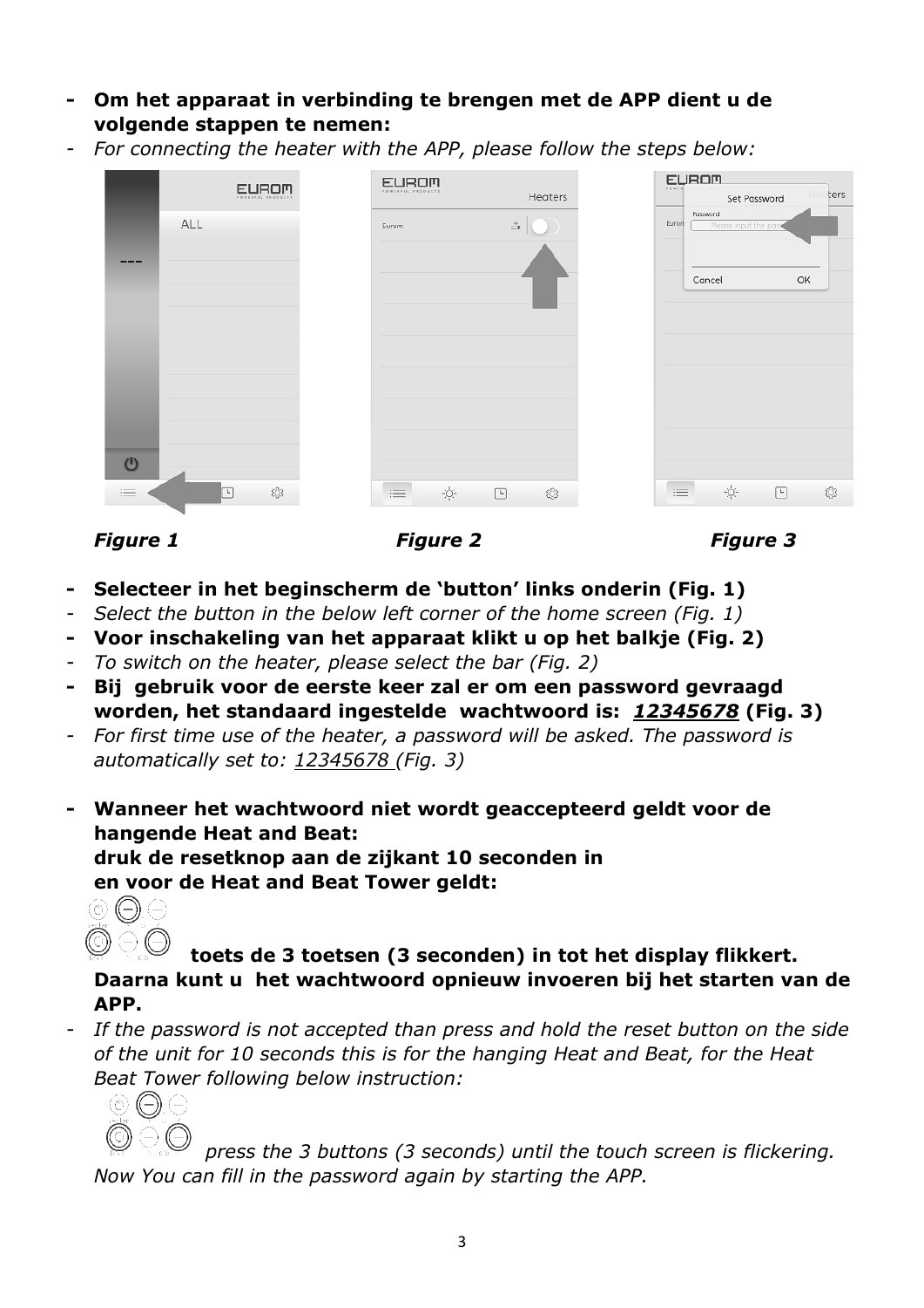- **Om het apparaat in verbinding te brengen met de APP dient u de volgende stappen te nemen:**
- *For connecting the heater with the APP, please follow the steps below:*

***Figure 1*** ***Figure 2*** ***Figure 3***

- **Selecteer in het beginscherm de 'button' links onderin (Fig. 1)**
- *Select the button in the below left corner of the home screen (Fig. 1)*
- **Voor inschakeling van het apparaat klikt u op het balkje (Fig. 2)**
- *To switch on the heater, please select the bar (Fig. 2)*
- **Bij gebruik voor de eerste keer zal er om een password gevraagd worden, het standaard ingestelde wachtwoord is: *12345678* (Fig. 3)**
- *For first time use of the heater, a password will be asked. The password is automatically set to: 12345678 (Fig. 3)*

- **Wanneer het wachtwoord niet wordt geaccepteerd geldt voor de hangende Heat and Beat:**
  **druk de resetknop aan de zijkant 10 seconden in**
  **en voor de Heat and Beat Tower geldt:**
  **toets de 3 toetsen (3 seconden) in tot het display flikkert. Daarna kunt u het wachtwoord opnieuw invoeren bij het starten van de APP.**
- *If the password is not accepted than press and hold the reset button on the side of the unit for 10 seconds this is for the hanging Heat and Beat, for the Heat Beat Tower following below instruction:*
  *press the 3 buttons (3 seconds) until the touch screen is flickering. Now You can fill in the password again by starting the APP.*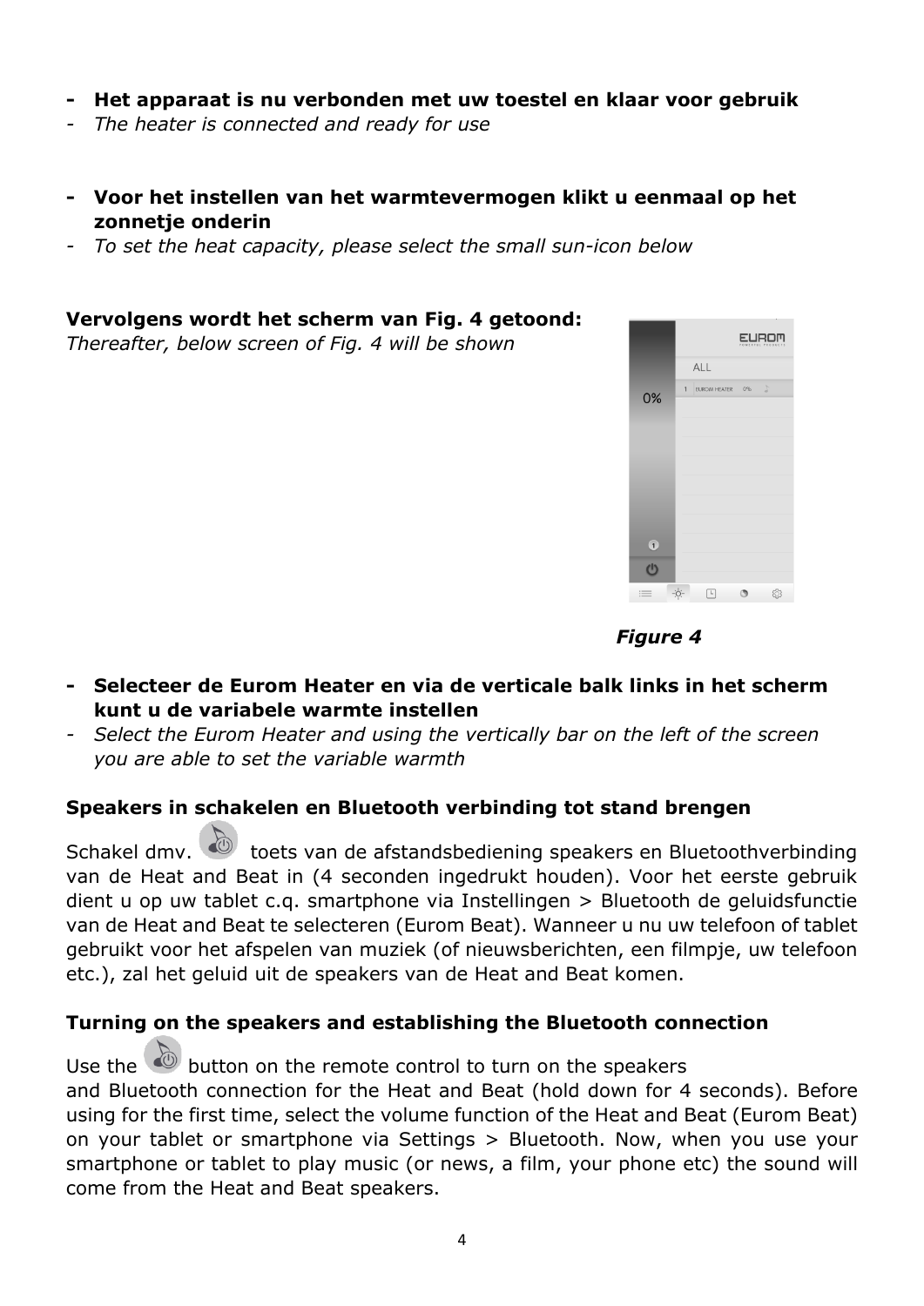- **Het apparaat is nu verbonden met uw toestel en klaar voor gebruik**
- *The heater is connected and ready for use*

- **Voor het instellen van het warmtevermogen klikt u eenmaal op het zonnetje onderin**
- *To set the heat capacity, please select the small sun-icon below*

**Vervolgens wordt het scherm van Fig. 4 getoond:**
*Thereafter, below screen of Fig. 4 will be shown*

***Figure 4***

- **Selecteer de Eurom Heater en via de verticale balk links in het scherm kunt u de variabele warmte instellen**
- *Select the Eurom Heater and using the vertically bar on the left of the screen you are able to set the variable warmth*

**Speakers in schakelen en Bluetooth verbinding tot stand brengen**

Schakel dmv. toets van de afstandsbediening speakers en Bluetoothverbinding van de Heat and Beat in (4 seconden ingedrukt houden). Voor het eerste gebruik dient u op uw tablet c.q. smartphone via Instellingen > Bluetooth de geluidsfunctie van de Heat and Beat te selecteren (Eurom Beat). Wanneer u nu uw telefoon of tablet gebruikt voor het afspelen van muziek (of nieuwsberichten, een filmpje, uw telefoon etc.), zal het geluid uit de speakers van de Heat and Beat komen.

**Turning on the speakers and establishing the Bluetooth connection**

Use the button on the remote control to turn on the speakers and Bluetooth connection for the Heat and Beat (hold down for 4 seconds). Before using for the first time, select the volume function of the Heat and Beat (Eurom Beat) on your tablet or smartphone via Settings > Bluetooth. Now, when you use your smartphone or tablet to play music (or news, a film, your phone etc) the sound will come from the Heat and Beat speakers.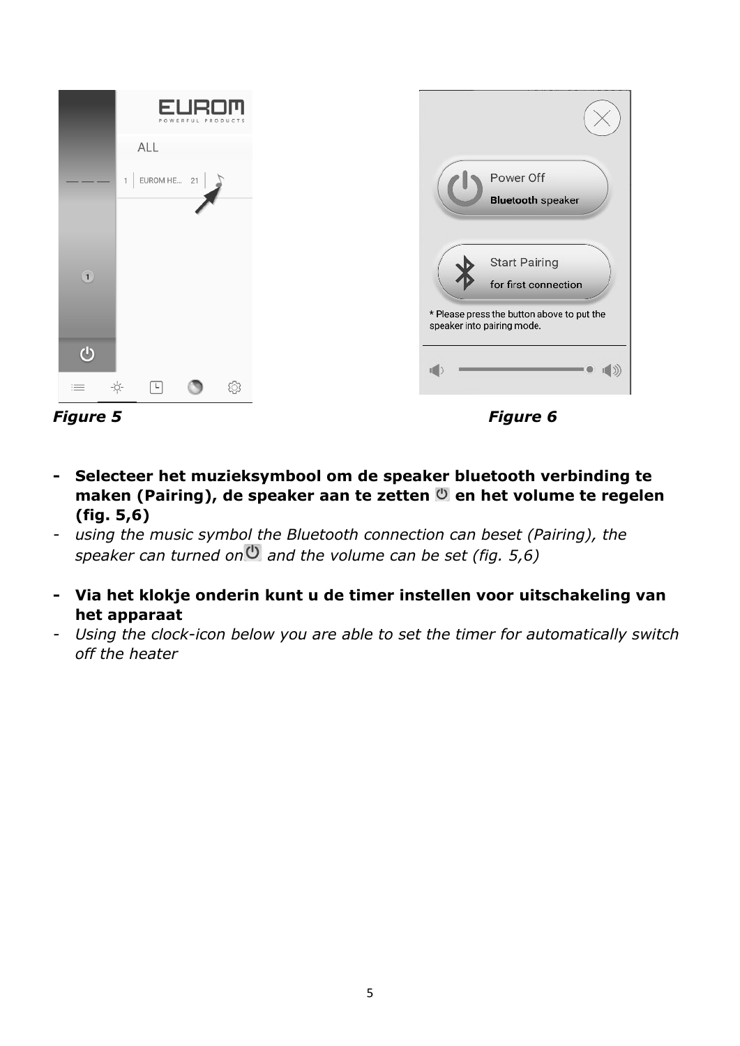*Figure 5*

*Figure 6*

- **Selecteer het muzieksymbool om de speaker bluetooth verbinding te maken (Pairing), de speaker aan te zetten ⏻ en het volume te regelen (fig. 5,6)**
- *using the music symbol the Bluetooth connection can beset (Pairing), the speaker can turned on ⏻ and the volume can be set (fig. 5,6)*

- **Via het klokje onderin kunt u de timer instellen voor uitschakeling van het apparaat**
- *Using the clock-icon below you are able to set the timer for automatically switch off the heater*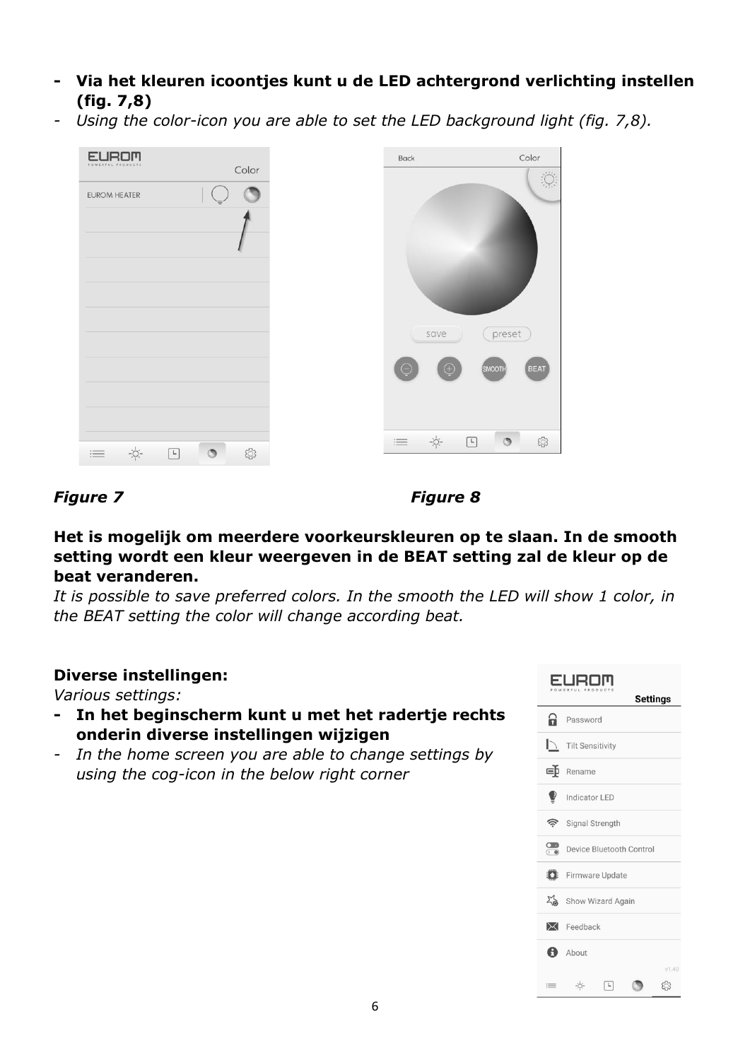- **Via het kleuren icoontjes kunt u de LED achtergrond verlichting instellen (fig. 7,8)**
- *Using the color-icon you are able to set the LED background light (fig. 7,8).*

***Figure 7***

***Figure 8***

**Het is mogelijk om meerdere voorkeurskleuren op te slaan. In de smooth setting wordt een kleur weergeven in de BEAT setting zal de kleur op de beat veranderen.**

*It is possible to save preferred colors. In the smooth the LED will show 1 color, in the BEAT setting the color will change according beat.*

**Diverse instellingen:**

*Various settings:*

- **In het beginscherm kunt u met het radertje rechts onderin diverse instellingen wijzigen**
- *In the home screen you are able to change settings by using the cog-icon in the below right corner*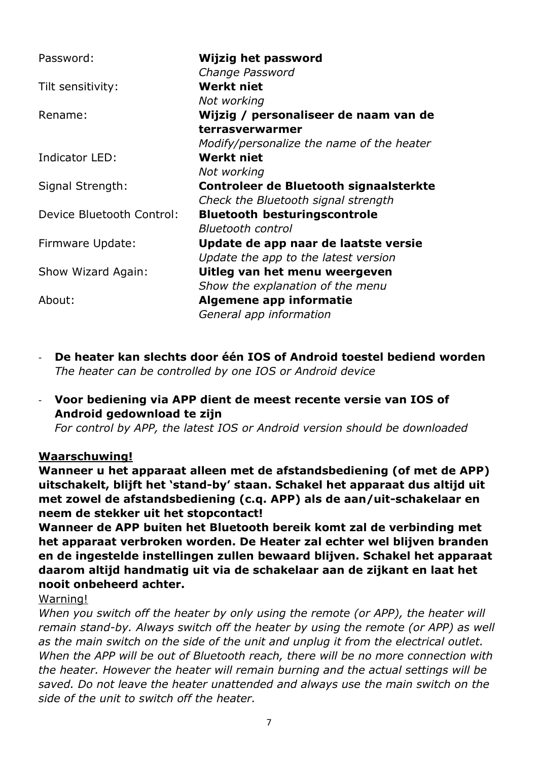| | |
|---|---|
| Password: | **Wijzig het password**<br>*Change Password* |
| Tilt sensitivity: | **Werkt niet**<br>*Not working* |
| Rename: | **Wijzig / personaliseer de naam van de terrasverwarmer**<br>*Modify/personalize the name of the heater* |
| Indicator LED: | **Werkt niet**<br>*Not working* |
| Signal Strength: | **Controleer de Bluetooth signaalsterkte**<br>*Check the Bluetooth signal strength* |
| Device Bluetooth Control: | **Bluetooth besturingscontrole**<br>*Bluetooth control* |
| Firmware Update: | **Update de app naar de laatste versie**<br>*Update the app to the latest version* |
| Show Wizard Again: | **Uitleg van het menu weergeven**<br>*Show the explanation of the menu* |
| About: | **Algemene app informatie**<br>*General app information* |

- **De heater kan slechts door één IOS of Android toestel bediend worden**
  *The heater can be controlled by one IOS or Android device*

- **Voor bediening via APP dient de meest recente versie van IOS of Android gedownload te zijn**
  *For control by APP, the latest IOS or Android version should be downloaded*

**<u>Waarschuwing!</u>**

**Wanneer u het apparaat alleen met de afstandsbediening (of met de APP) uitschakelt, blijft het 'stand-by' staan. Schakel het apparaat dus altijd uit met zowel de afstandsbediening (c.q. APP) als de aan/uit-schakelaar en neem de stekker uit het stopcontact!**

**Wanneer de APP buiten het Bluetooth bereik komt zal de verbinding met het apparaat verbroken worden. De Heater zal echter wel blijven branden en de ingestelde instellingen zullen bewaard blijven. Schakel het apparaat daarom altijd handmatig uit via de schakelaar aan de zijkant en laat het nooit onbeheerd achter.**

<u>Warning!</u>

*When you switch off the heater by only using the remote (or APP), the heater will remain stand-by. Always switch off the heater by using the remote (or APP) as well as the main switch on the side of the unit and unplug it from the electrical outlet. When the APP will be out of Bluetooth reach, there will be no more connection with the heater. However the heater will remain burning and the actual settings will be saved. Do not leave the heater unattended and always use the main switch on the side of the unit to switch off the heater.*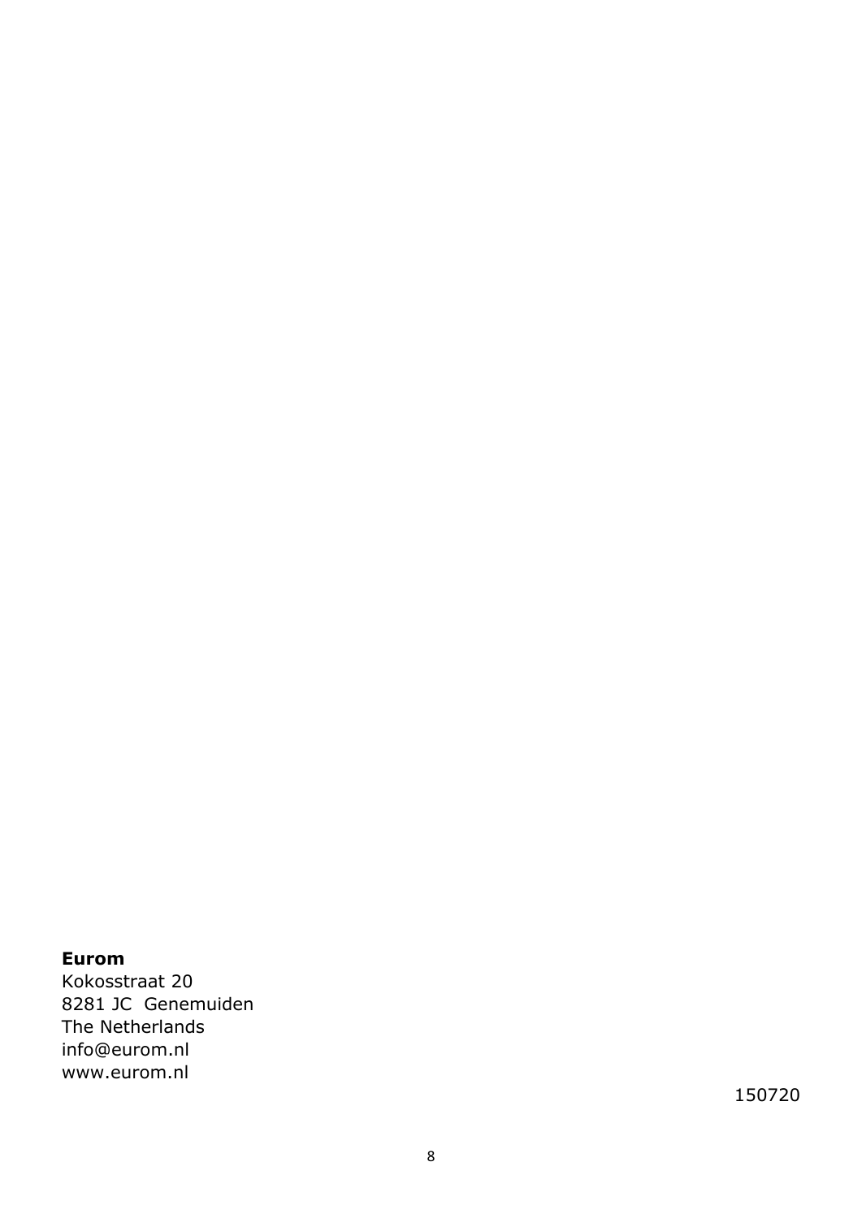**Eurom**
Kokosstraat 20
8281 JC  Genemuiden
The Netherlands
info@eurom.nl
www.eurom.nl

150720